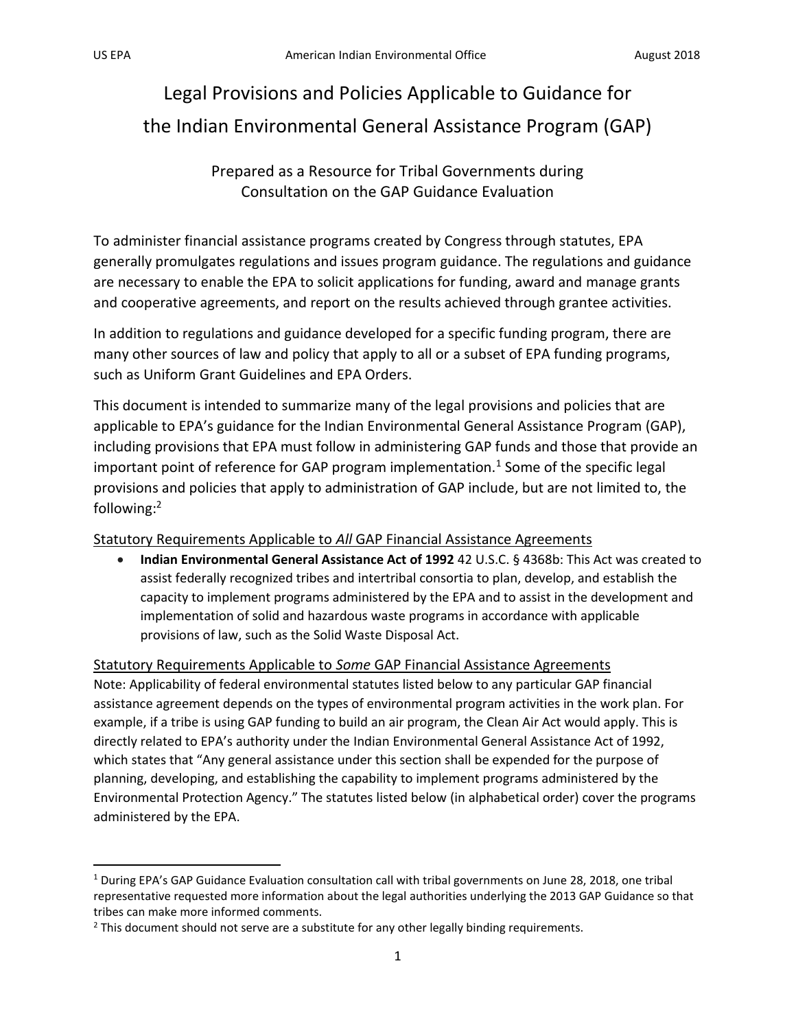# Legal Provisions and Policies Applicable to Guidance for the Indian Environmental General Assistance Program (GAP)

## Prepared as a Resource for Tribal Governments during Consultation on the GAP Guidance Evaluation

To administer financial assistance programs created by Congress through statutes, EPA generally promulgates regulations and issues program guidance. The regulations and guidance are necessary to enable the EPA to solicit applications for funding, award and manage grants and cooperative agreements, and report on the results achieved through grantee activities.

In addition to regulations and guidance developed for a specific funding program, there are many other sources of law and policy that apply to all or a subset of EPA funding programs, such as Uniform Grant Guidelines and EPA Orders.

This document is intended to summarize many of the legal provisions and policies that are applicable to EPA's guidance for the Indian Environmental General Assistance Program (GAP), including provisions that EPA must follow in administering GAP funds and those that provide an important point of reference for GAP program implementation.[1] Some of the specific legal provisions and policies that apply to administration of GAP include, but are not limited to, the following:[2]

### Statutory Requirements Applicable to *All* GAP Financial Assistance Agreements

- **Indian Environmental General Assistance Act of 1992** 42 U.S.C. § 4368b: This Act was created to assist federally recognized tribes and intertribal consortia to plan, develop, and establish the capacity to implement programs administered by the EPA and to assist in the development and implementation of solid and hazardous waste programs in accordance with applicable provisions of law, such as the Solid Waste Disposal Act.

### Statutory Requirements Applicable to *Some* GAP Financial Assistance Agreements

Note: Applicability of federal environmental statutes listed below to any particular GAP financial assistance agreement depends on the types of environmental program activities in the work plan. For example, if a tribe is using GAP funding to build an air program, the Clean Air Act would apply. This is directly related to EPA's authority under the Indian Environmental General Assistance Act of 1992, which states that "Any general assistance under this section shall be expended for the purpose of planning, developing, and establishing the capability to implement programs administered by the Environmental Protection Agency." The statutes listed below (in alphabetical order) cover the programs administered by the EPA.

---

[1] During EPA's GAP Guidance Evaluation consultation call with tribal governments on June 28, 2018, one tribal representative requested more information about the legal authorities underlying the 2013 GAP Guidance so that tribes can make more informed comments.

[2] This document should not serve are a substitute for any other legally binding requirements.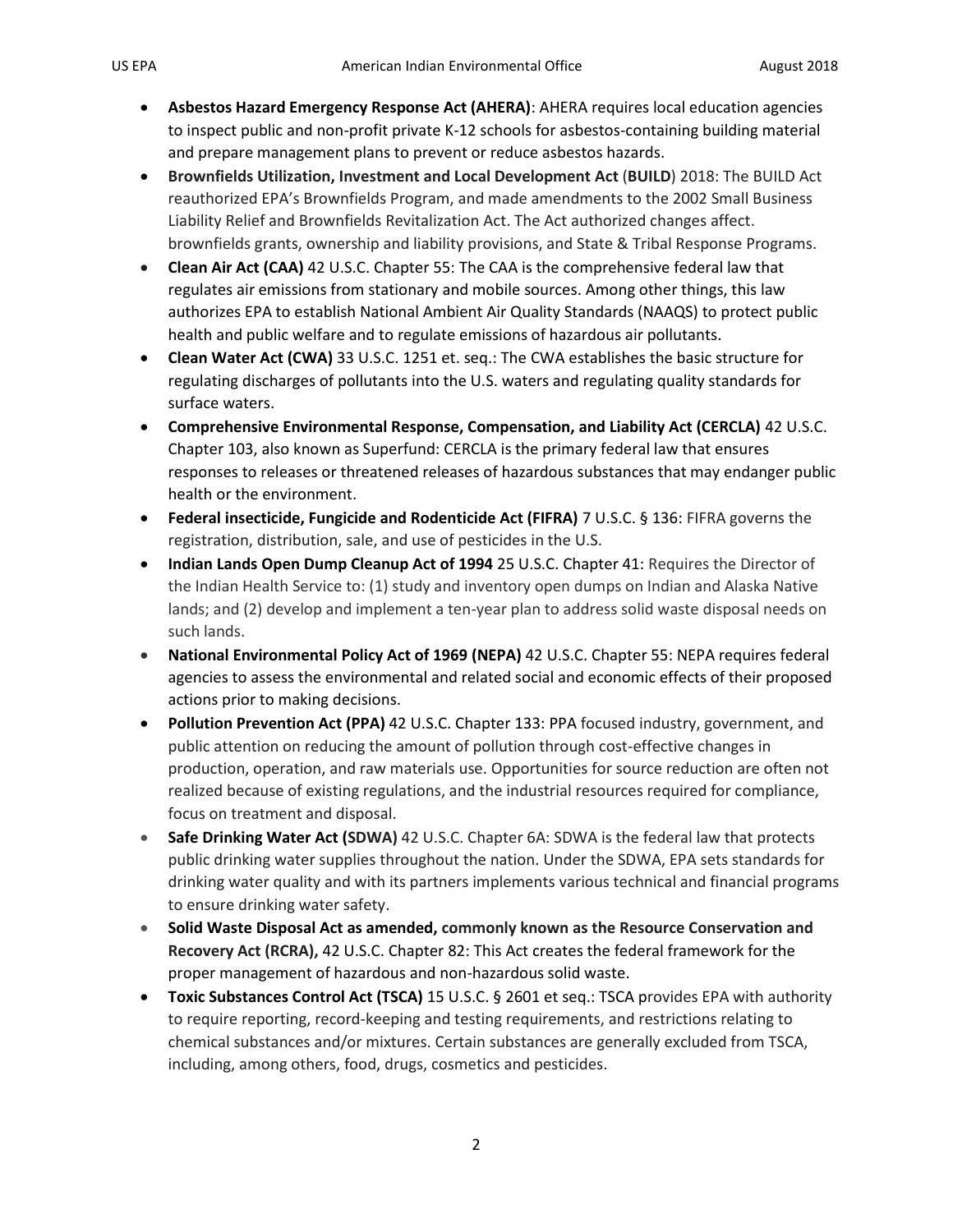- **Asbestos Hazard Emergency Response Act (AHERA)**: AHERA requires local education agencies to inspect public and non-profit private K-12 schools for asbestos-containing building material and prepare management plans to prevent or reduce asbestos hazards.
- **Brownfields Utilization, Investment and Local Development Act** (**BUILD**) 2018: The BUILD Act reauthorized EPA's Brownfields Program, and made amendments to the 2002 Small Business Liability Relief and Brownfields Revitalization Act. The Act authorized changes affect. brownfields grants, ownership and liability provisions, and State & Tribal Response Programs.
- **Clean Air Act (CAA)** 42 U.S.C. Chapter 55: The CAA is the comprehensive federal law that regulates air emissions from stationary and mobile sources. Among other things, this law authorizes EPA to establish National Ambient Air Quality Standards (NAAQS) to protect public health and public welfare and to regulate emissions of hazardous air pollutants.
- **Clean Water Act (CWA)** 33 U.S.C. 1251 et. seq.: The CWA establishes the basic structure for regulating discharges of pollutants into the U.S. waters and regulating quality standards for surface waters.
- **Comprehensive Environmental Response, Compensation, and Liability Act (CERCLA)** 42 U.S.C. Chapter 103, also known as Superfund: CERCLA is the primary federal law that ensures responses to releases or threatened releases of hazardous substances that may endanger public health or the environment.
- **Federal insecticide, Fungicide and Rodenticide Act (FIFRA)** 7 U.S.C. § 136: FIFRA governs the registration, distribution, sale, and use of pesticides in the U.S.
- **Indian Lands Open Dump Cleanup Act of 1994** 25 U.S.C. Chapter 41: Requires the Director of the Indian Health Service to: (1) study and inventory open dumps on Indian and Alaska Native lands; and (2) develop and implement a ten-year plan to address solid waste disposal needs on such lands.
- **National Environmental Policy Act of 1969 (NEPA)** 42 U.S.C. Chapter 55: NEPA requires federal agencies to assess the environmental and related social and economic effects of their proposed actions prior to making decisions.
- **Pollution Prevention Act (PPA)** 42 U.S.C. Chapter 133: PPA focused industry, government, and public attention on reducing the amount of pollution through cost-effective changes in production, operation, and raw materials use. Opportunities for source reduction are often not realized because of existing regulations, and the industrial resources required for compliance, focus on treatment and disposal.
- **Safe Drinking Water Act (SDWA)** 42 U.S.C. Chapter 6A: SDWA is the federal law that protects public drinking water supplies throughout the nation. Under the SDWA, EPA sets standards for drinking water quality and with its partners implements various technical and financial programs to ensure drinking water safety.
- **Solid Waste Disposal Act as amended, commonly known as the Resource Conservation and Recovery Act (RCRA),** 42 U.S.C. Chapter 82: This Act creates the federal framework for the proper management of hazardous and non-hazardous solid waste.
- **Toxic Substances Control Act (TSCA)** 15 U.S.C. § 2601 et seq.: TSCA provides EPA with authority to require reporting, record-keeping and testing requirements, and restrictions relating to chemical substances and/or mixtures. Certain substances are generally excluded from TSCA, including, among others, food, drugs, cosmetics and pesticides.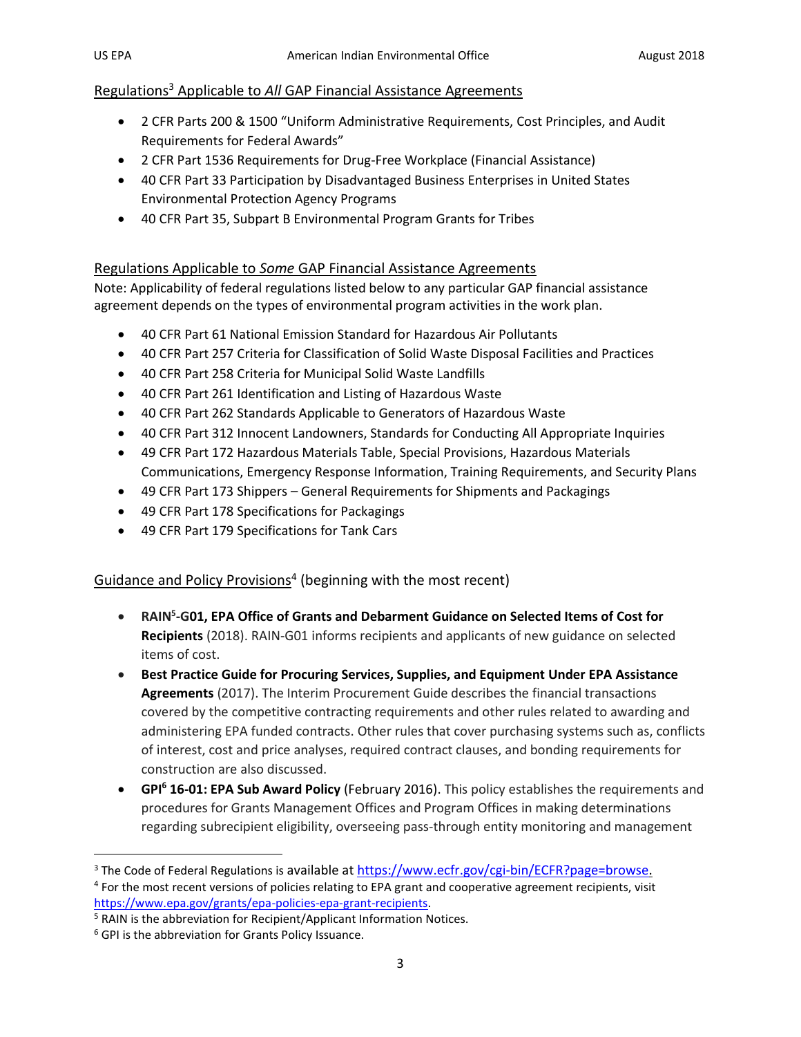## Regulations[3] Applicable to *All* GAP Financial Assistance Agreements

- 2 CFR Parts 200 & 1500 "Uniform Administrative Requirements, Cost Principles, and Audit Requirements for Federal Awards"
- 2 CFR Part 1536 Requirements for Drug-Free Workplace (Financial Assistance)
- 40 CFR Part 33 Participation by Disadvantaged Business Enterprises in United States Environmental Protection Agency Programs
- 40 CFR Part 35, Subpart B Environmental Program Grants for Tribes

## Regulations Applicable to *Some* GAP Financial Assistance Agreements

Note: Applicability of federal regulations listed below to any particular GAP financial assistance agreement depends on the types of environmental program activities in the work plan.

- 40 CFR Part 61 National Emission Standard for Hazardous Air Pollutants
- 40 CFR Part 257 Criteria for Classification of Solid Waste Disposal Facilities and Practices
- 40 CFR Part 258 Criteria for Municipal Solid Waste Landfills
- 40 CFR Part 261 Identification and Listing of Hazardous Waste
- 40 CFR Part 262 Standards Applicable to Generators of Hazardous Waste
- 40 CFR Part 312 Innocent Landowners, Standards for Conducting All Appropriate Inquiries
- 49 CFR Part 172 Hazardous Materials Table, Special Provisions, Hazardous Materials Communications, Emergency Response Information, Training Requirements, and Security Plans
- 49 CFR Part 173 Shippers – General Requirements for Shipments and Packagings
- 49 CFR Part 178 Specifications for Packagings
- 49 CFR Part 179 Specifications for Tank Cars

## Guidance and Policy Provisions[4] (beginning with the most recent)

- **RAIN[5]-G01, EPA Office of Grants and Debarment Guidance on Selected Items of Cost for Recipients** (2018). RAIN-G01 informs recipients and applicants of new guidance on selected items of cost.
- **Best Practice Guide for Procuring Services, Supplies, and Equipment Under EPA Assistance Agreements** (2017). The Interim Procurement Guide describes the financial transactions covered by the competitive contracting requirements and other rules related to awarding and administering EPA funded contracts. Other rules that cover purchasing systems such as, conflicts of interest, cost and price analyses, required contract clauses, and bonding requirements for construction are also discussed.
- **GPI[6] 16-01: EPA Sub Award Policy** (February 2016). This policy establishes the requirements and procedures for Grants Management Offices and Program Offices in making determinations regarding subrecipient eligibility, overseeing pass-through entity monitoring and management

---

[3] The Code of Federal Regulations is available at https://www.ecfr.gov/cgi-bin/ECFR?page=browse.

[4] For the most recent versions of policies relating to EPA grant and cooperative agreement recipients, visit https://www.epa.gov/grants/epa-policies-epa-grant-recipients.

[5] RAIN is the abbreviation for Recipient/Applicant Information Notices.

[6] GPI is the abbreviation for Grants Policy Issuance.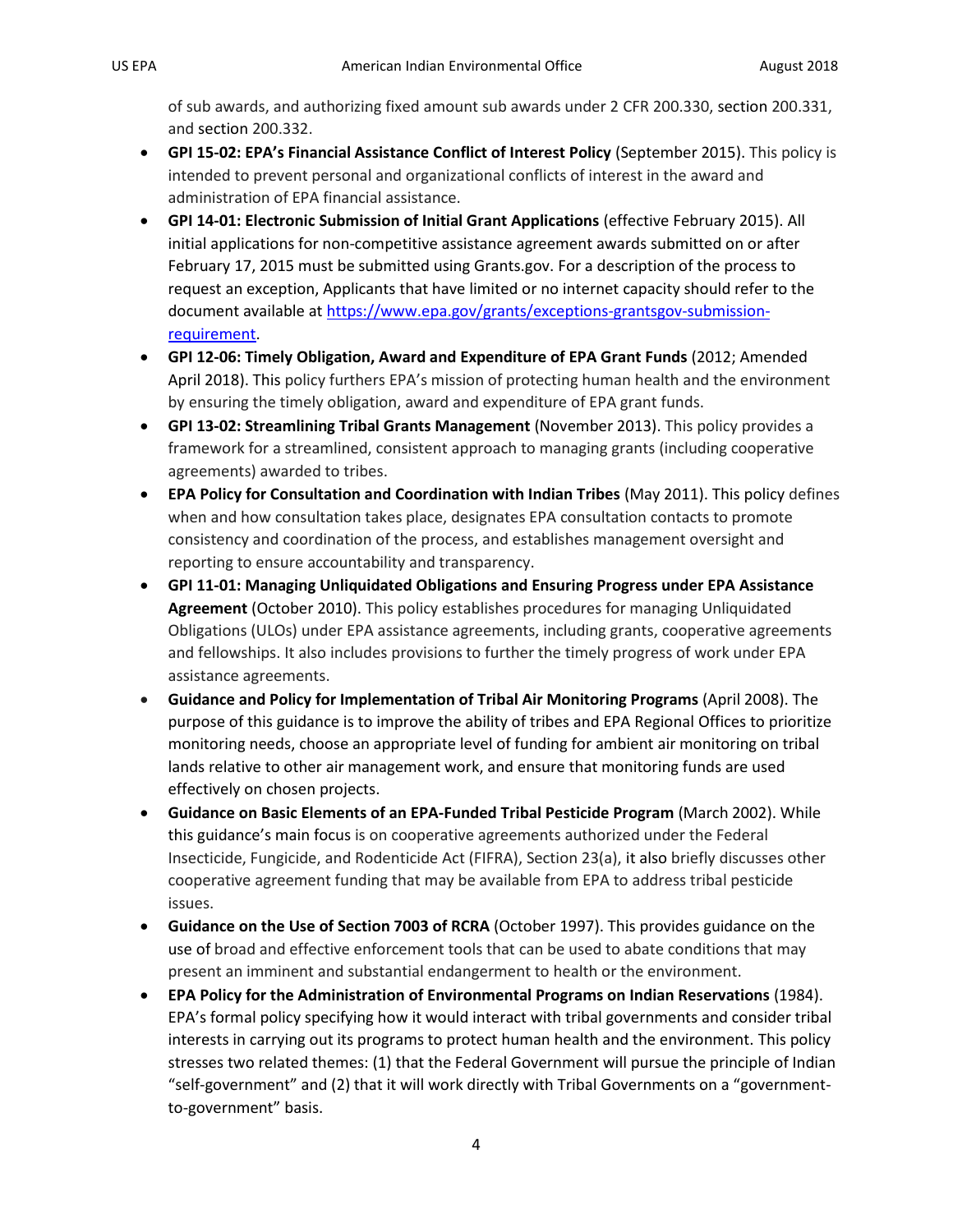of sub awards, and authorizing fixed amount sub awards under 2 CFR 200.330, section 200.331, and section 200.332.

- **GPI 15-02: EPA's Financial Assistance Conflict of Interest Policy** (September 2015). This policy is intended to prevent personal and organizational conflicts of interest in the award and administration of EPA financial assistance.
- **GPI 14-01: Electronic Submission of Initial Grant Applications** (effective February 2015). All initial applications for non-competitive assistance agreement awards submitted on or after February 17, 2015 must be submitted using Grants.gov. For a description of the process to request an exception, Applicants that have limited or no internet capacity should refer to the document available at [https://www.epa.gov/grants/exceptions-grantsgov-submission-requirement](https://www.epa.gov/grants/exceptions-grantsgov-submission-requirement).
- **GPI 12-06: Timely Obligation, Award and Expenditure of EPA Grant Funds** (2012; Amended April 2018). This policy furthers EPA's mission of protecting human health and the environment by ensuring the timely obligation, award and expenditure of EPA grant funds.
- **GPI 13-02: Streamlining Tribal Grants Management** (November 2013). This policy provides a framework for a streamlined, consistent approach to managing grants (including cooperative agreements) awarded to tribes.
- **EPA Policy for Consultation and Coordination with Indian Tribes** (May 2011). This policy defines when and how consultation takes place, designates EPA consultation contacts to promote consistency and coordination of the process, and establishes management oversight and reporting to ensure accountability and transparency.
- **GPI 11-01: Managing Unliquidated Obligations and Ensuring Progress under EPA Assistance Agreement** (October 2010). This policy establishes procedures for managing Unliquidated Obligations (ULOs) under EPA assistance agreements, including grants, cooperative agreements and fellowships. It also includes provisions to further the timely progress of work under EPA assistance agreements.
- **Guidance and Policy for Implementation of Tribal Air Monitoring Programs** (April 2008). The purpose of this guidance is to improve the ability of tribes and EPA Regional Offices to prioritize monitoring needs, choose an appropriate level of funding for ambient air monitoring on tribal lands relative to other air management work, and ensure that monitoring funds are used effectively on chosen projects.
- **Guidance on Basic Elements of an EPA-Funded Tribal Pesticide Program** (March 2002). While this guidance's main focus is on cooperative agreements authorized under the Federal Insecticide, Fungicide, and Rodenticide Act (FIFRA), Section 23(a), it also briefly discusses other cooperative agreement funding that may be available from EPA to address tribal pesticide issues.
- **Guidance on the Use of Section 7003 of RCRA** (October 1997). This provides guidance on the use of broad and effective enforcement tools that can be used to abate conditions that may present an imminent and substantial endangerment to health or the environment.
- **EPA Policy for the Administration of Environmental Programs on Indian Reservations** (1984). EPA's formal policy specifying how it would interact with tribal governments and consider tribal interests in carrying out its programs to protect human health and the environment. This policy stresses two related themes: (1) that the Federal Government will pursue the principle of Indian "self-government" and (2) that it will work directly with Tribal Governments on a "government-to-government" basis.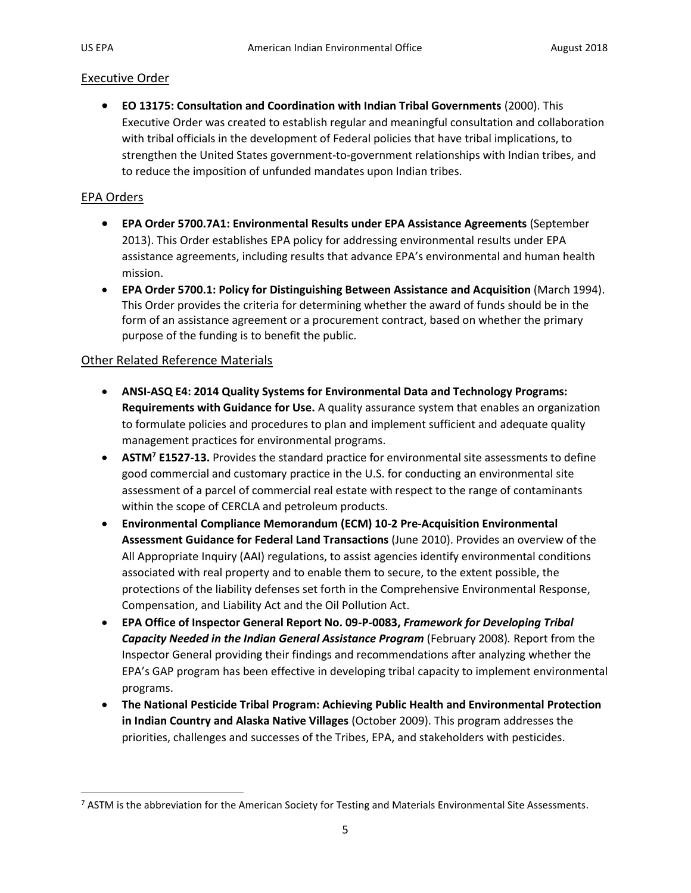## Executive Order

- **EO 13175: Consultation and Coordination with Indian Tribal Governments** (2000). This Executive Order was created to establish regular and meaningful consultation and collaboration with tribal officials in the development of Federal policies that have tribal implications, to strengthen the United States government-to-government relationships with Indian tribes, and to reduce the imposition of unfunded mandates upon Indian tribes.

## EPA Orders

- **EPA Order 5700.7A1: Environmental Results under EPA Assistance Agreements** (September 2013). This Order establishes EPA policy for addressing environmental results under EPA assistance agreements, including results that advance EPA's environmental and human health mission.
- **EPA Order 5700.1: Policy for Distinguishing Between Assistance and Acquisition** (March 1994). This Order provides the criteria for determining whether the award of funds should be in the form of an assistance agreement or a procurement contract, based on whether the primary purpose of the funding is to benefit the public.

## Other Related Reference Materials

- **ANSI-ASQ E4: 2014 Quality Systems for Environmental Data and Technology Programs: Requirements with Guidance for Use.** A quality assurance system that enables an organization to formulate policies and procedures to plan and implement sufficient and adequate quality management practices for environmental programs.
- **ASTM[7] E1527-13.** Provides the standard practice for environmental site assessments to define good commercial and customary practice in the U.S. for conducting an environmental site assessment of a parcel of commercial real estate with respect to the range of contaminants within the scope of CERCLA and petroleum products.
- **Environmental Compliance Memorandum (ECM) 10-2 Pre-Acquisition Environmental Assessment Guidance for Federal Land Transactions** (June 2010). Provides an overview of the All Appropriate Inquiry (AAI) regulations, to assist agencies identify environmental conditions associated with real property and to enable them to secure, to the extent possible, the protections of the liability defenses set forth in the Comprehensive Environmental Response, Compensation, and Liability Act and the Oil Pollution Act.
- **EPA Office of Inspector General Report No. 09-P-0083, *Framework for Developing Tribal Capacity Needed in the Indian General Assistance Program*** (February 2008). Report from the Inspector General providing their findings and recommendations after analyzing whether the EPA's GAP program has been effective in developing tribal capacity to implement environmental programs.
- **The National Pesticide Tribal Program: Achieving Public Health and Environmental Protection in Indian Country and Alaska Native Villages** (October 2009). This program addresses the priorities, challenges and successes of the Tribes, EPA, and stakeholders with pesticides.

[7] ASTM is the abbreviation for the American Society for Testing and Materials Environmental Site Assessments.